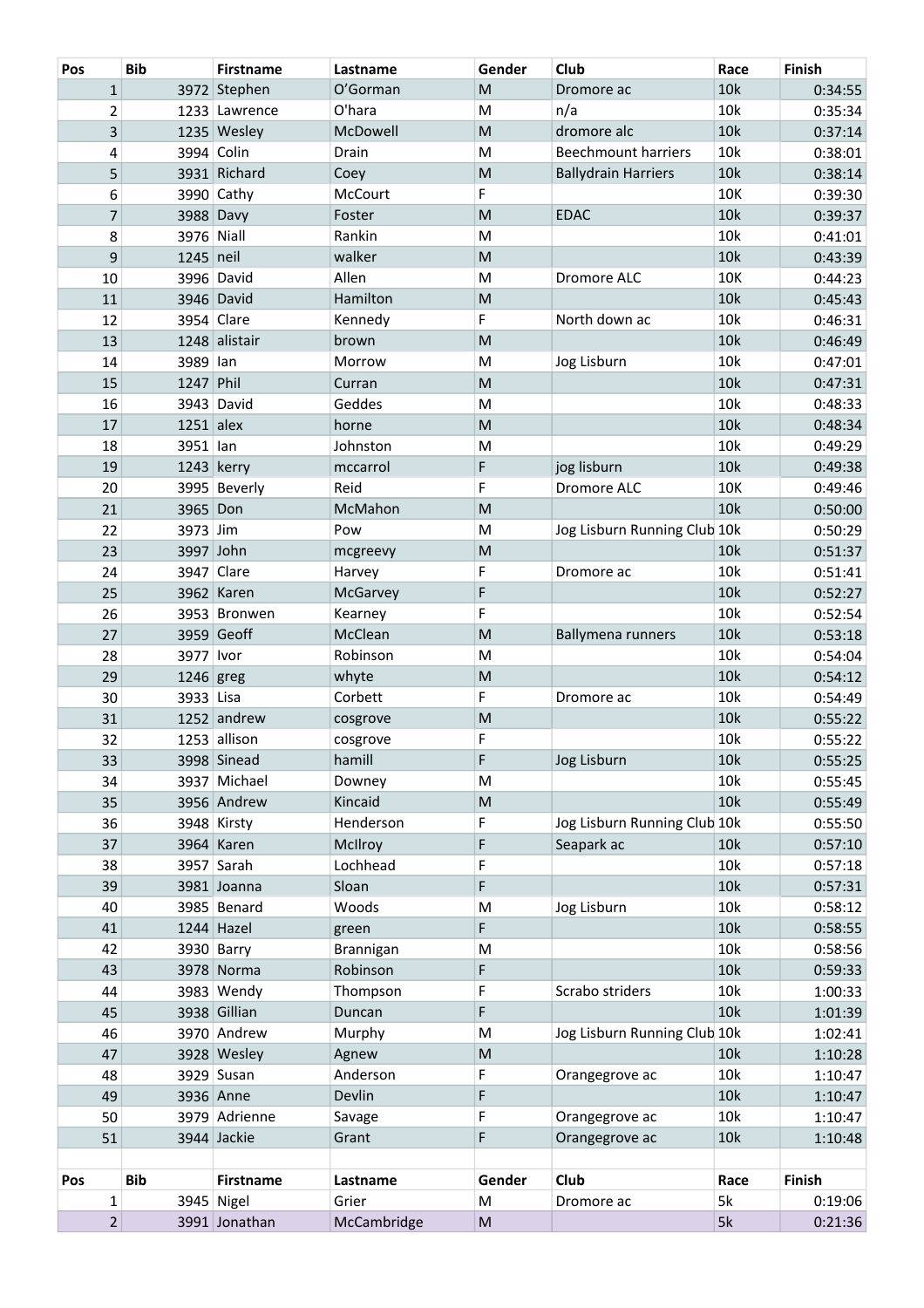| Pos | Bib | Firstname | Lastname | Gender | Club | Race | Finish |
|---|---|---|---|---|---|---|---|
| 1 | 3972 | Stephen | O'Gorman | M | Dromore ac | 10k | 0:34:55 |
| 2 | 1233 | Lawrence | O'hara | M | n/a | 10k | 0:35:34 |
| 3 | 1235 | Wesley | McDowell | M | dromore alc | 10k | 0:37:14 |
| 4 | 3994 | Colin | Drain | M | Beechmount harriers | 10k | 0:38:01 |
| 5 | 3931 | Richard | Coey | M | Ballydrain Harriers | 10k | 0:38:14 |
| 6 | 3990 | Cathy | McCourt | F | | 10K | 0:39:30 |
| 7 | 3988 | Davy | Foster | M | EDAC | 10k | 0:39:37 |
| 8 | 3976 | Niall | Rankin | M | | 10k | 0:41:01 |
| 9 | 1245 | neil | walker | M | | 10k | 0:43:39 |
| 10 | 3996 | David | Allen | M | Dromore ALC | 10K | 0:44:23 |
| 11 | 3946 | David | Hamilton | M | | 10k | 0:45:43 |
| 12 | 3954 | Clare | Kennedy | F | North down ac | 10k | 0:46:31 |
| 13 | 1248 | alistair | brown | M | | 10k | 0:46:49 |
| 14 | 3989 | Ian | Morrow | M | Jog Lisburn | 10k | 0:47:01 |
| 15 | 1247 | Phil | Curran | M | | 10k | 0:47:31 |
| 16 | 3943 | David | Geddes | M | | 10k | 0:48:33 |
| 17 | 1251 | alex | horne | M | | 10k | 0:48:34 |
| 18 | 3951 | Ian | Johnston | M | | 10k | 0:49:29 |
| 19 | 1243 | kerry | mccarrol | F | jog lisburn | 10k | 0:49:38 |
| 20 | 3995 | Beverly | Reid | F | Dromore ALC | 10K | 0:49:46 |
| 21 | 3965 | Don | McMahon | M | | 10k | 0:50:00 |
| 22 | 3973 | Jim | Pow | M | Jog Lisburn Running Club | 10k | 0:50:29 |
| 23 | 3997 | John | mcgreevy | M | | 10k | 0:51:37 |
| 24 | 3947 | Clare | Harvey | F | Dromore ac | 10k | 0:51:41 |
| 25 | 3962 | Karen | McGarvey | F | | 10k | 0:52:27 |
| 26 | 3953 | Bronwen | Kearney | F | | 10k | 0:52:54 |
| 27 | 3959 | Geoff | McClean | M | Ballymena runners | 10k | 0:53:18 |
| 28 | 3977 | Ivor | Robinson | M | | 10k | 0:54:04 |
| 29 | 1246 | greg | whyte | M | | 10k | 0:54:12 |
| 30 | 3933 | Lisa | Corbett | F | Dromore ac | 10k | 0:54:49 |
| 31 | 1252 | andrew | cosgrove | M | | 10k | 0:55:22 |
| 32 | 1253 | allison | cosgrove | F | | 10k | 0:55:22 |
| 33 | 3998 | Sinead | hamill | F | Jog Lisburn | 10k | 0:55:25 |
| 34 | 3937 | Michael | Downey | M | | 10k | 0:55:45 |
| 35 | 3956 | Andrew | Kincaid | M | | 10k | 0:55:49 |
| 36 | 3948 | Kirsty | Henderson | F | Jog Lisburn Running Club | 10k | 0:55:50 |
| 37 | 3964 | Karen | McIlroy | F | Seapark ac | 10k | 0:57:10 |
| 38 | 3957 | Sarah | Lochhead | F | | 10k | 0:57:18 |
| 39 | 3981 | Joanna | Sloan | F | | 10k | 0:57:31 |
| 40 | 3985 | Benard | Woods | M | Jog Lisburn | 10k | 0:58:12 |
| 41 | 1244 | Hazel | green | F | | 10k | 0:58:55 |
| 42 | 3930 | Barry | Brannigan | M | | 10k | 0:58:56 |
| 43 | 3978 | Norma | Robinson | F | | 10k | 0:59:33 |
| 44 | 3983 | Wendy | Thompson | F | Scrabo striders | 10k | 1:00:33 |
| 45 | 3938 | Gillian | Duncan | F | | 10k | 1:01:39 |
| 46 | 3970 | Andrew | Murphy | M | Jog Lisburn Running Club | 10k | 1:02:41 |
| 47 | 3928 | Wesley | Agnew | M | | 10k | 1:10:28 |
| 48 | 3929 | Susan | Anderson | F | Orangegrove ac | 10k | 1:10:47 |
| 49 | 3936 | Anne | Devlin | F | | 10k | 1:10:47 |
| 50 | 3979 | Adrienne | Savage | F | Orangegrove ac | 10k | 1:10:47 |
| 51 | 3944 | Jackie | Grant | F | Orangegrove ac | 10k | 1:10:48 |

| Pos | Bib | Firstname | Lastname | Gender | Club | Race | Finish |
|---|---|---|---|---|---|---|---|
| 1 | 3945 | Nigel | Grier | M | Dromore ac | 5k | 0:19:06 |
| 2 | 3991 | Jonathan | McCambridge | M | | 5k | 0:21:36 |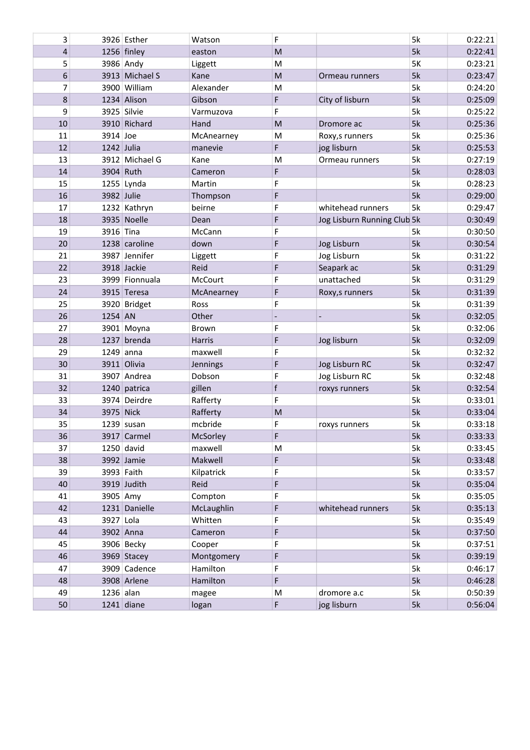| | | | | | | | |
|---|---|---|---|---|---|---|---|
| 3 | 3926 | Esther | Watson | F | | 5k | 0:22:21 |
| 4 | 1256 | finley | easton | M | | 5k | 0:22:41 |
| 5 | 3986 | Andy | Liggett | M | | 5K | 0:23:21 |
| 6 | 3913 | Michael S | Kane | M | Ormeau runners | 5k | 0:23:47 |
| 7 | 3900 | William | Alexander | M | | 5k | 0:24:20 |
| 8 | 1234 | Alison | Gibson | F | City of lisburn | 5k | 0:25:09 |
| 9 | 3925 | Silvie | Varmuzova | F | | 5k | 0:25:22 |
| 10 | 3910 | Richard | Hand | M | Dromore ac | 5k | 0:25:36 |
| 11 | 3914 | Joe | McAnearney | M | Roxy,s runners | 5k | 0:25:36 |
| 12 | 1242 | Julia | manevie | F | jog lisburn | 5k | 0:25:53 |
| 13 | 3912 | Michael G | Kane | M | Ormeau runners | 5k | 0:27:19 |
| 14 | 3904 | Ruth | Cameron | F | | 5k | 0:28:03 |
| 15 | 1255 | Lynda | Martin | F | | 5k | 0:28:23 |
| 16 | 3982 | Julie | Thompson | F | | 5k | 0:29:00 |
| 17 | 1232 | Kathryn | beirne | F | whitehead runners | 5k | 0:29:47 |
| 18 | 3935 | Noelle | Dean | F | Jog Lisburn Running Club | 5k | 0:30:49 |
| 19 | 3916 | Tina | McCann | F | | 5k | 0:30:50 |
| 20 | 1238 | caroline | down | F | Jog Lisburn | 5k | 0:30:54 |
| 21 | 3987 | Jennifer | Liggett | F | Jog Lisburn | 5k | 0:31:22 |
| 22 | 3918 | Jackie | Reid | F | Seapark ac | 5k | 0:31:29 |
| 23 | 3999 | Fionnuala | McCourt | F | unattached | 5k | 0:31:29 |
| 24 | 3915 | Teresa | McAnearney | F | Roxy,s runners | 5k | 0:31:39 |
| 25 | 3920 | Bridget | Ross | F | | 5k | 0:31:39 |
| 26 | 1254 | AN | Other | - | - | 5k | 0:32:05 |
| 27 | 3901 | Moyna | Brown | F | | 5k | 0:32:06 |
| 28 | 1237 | brenda | Harris | F | Jog lisburn | 5k | 0:32:09 |
| 29 | 1249 | anna | maxwell | F | | 5k | 0:32:32 |
| 30 | 3911 | Olivia | Jennings | F | Jog Lisburn RC | 5k | 0:32:47 |
| 31 | 3907 | Andrea | Dobson | F | Jog Lisburn RC | 5k | 0:32:48 |
| 32 | 1240 | patrica | gillen | f | roxys runners | 5k | 0:32:54 |
| 33 | 3974 | Deirdre | Rafferty | F | | 5k | 0:33:01 |
| 34 | 3975 | Nick | Rafferty | M | | 5k | 0:33:04 |
| 35 | 1239 | susan | mcbride | F | roxys runners | 5k | 0:33:18 |
| 36 | 3917 | Carmel | McSorley | F | | 5k | 0:33:33 |
| 37 | 1250 | david | maxwell | M | | 5k | 0:33:45 |
| 38 | 3992 | Jamie | Makwell | F | | 5k | 0:33:48 |
| 39 | 3993 | Faith | Kilpatrick | F | | 5k | 0:33:57 |
| 40 | 3919 | Judith | Reid | F | | 5k | 0:35:04 |
| 41 | 3905 | Amy | Compton | F | | 5k | 0:35:05 |
| 42 | 1231 | Danielle | McLaughlin | F | whitehead runners | 5k | 0:35:13 |
| 43 | 3927 | Lola | Whitten | F | | 5k | 0:35:49 |
| 44 | 3902 | Anna | Cameron | F | | 5k | 0:37:50 |
| 45 | 3906 | Becky | Cooper | F | | 5k | 0:37:51 |
| 46 | 3969 | Stacey | Montgomery | F | | 5k | 0:39:19 |
| 47 | 3909 | Cadence | Hamilton | F | | 5k | 0:46:17 |
| 48 | 3908 | Arlene | Hamilton | F | | 5k | 0:46:28 |
| 49 | 1236 | alan | magee | M | dromore a.c | 5k | 0:50:39 |
| 50 | 1241 | diane | logan | F | jog lisburn | 5k | 0:56:04 |